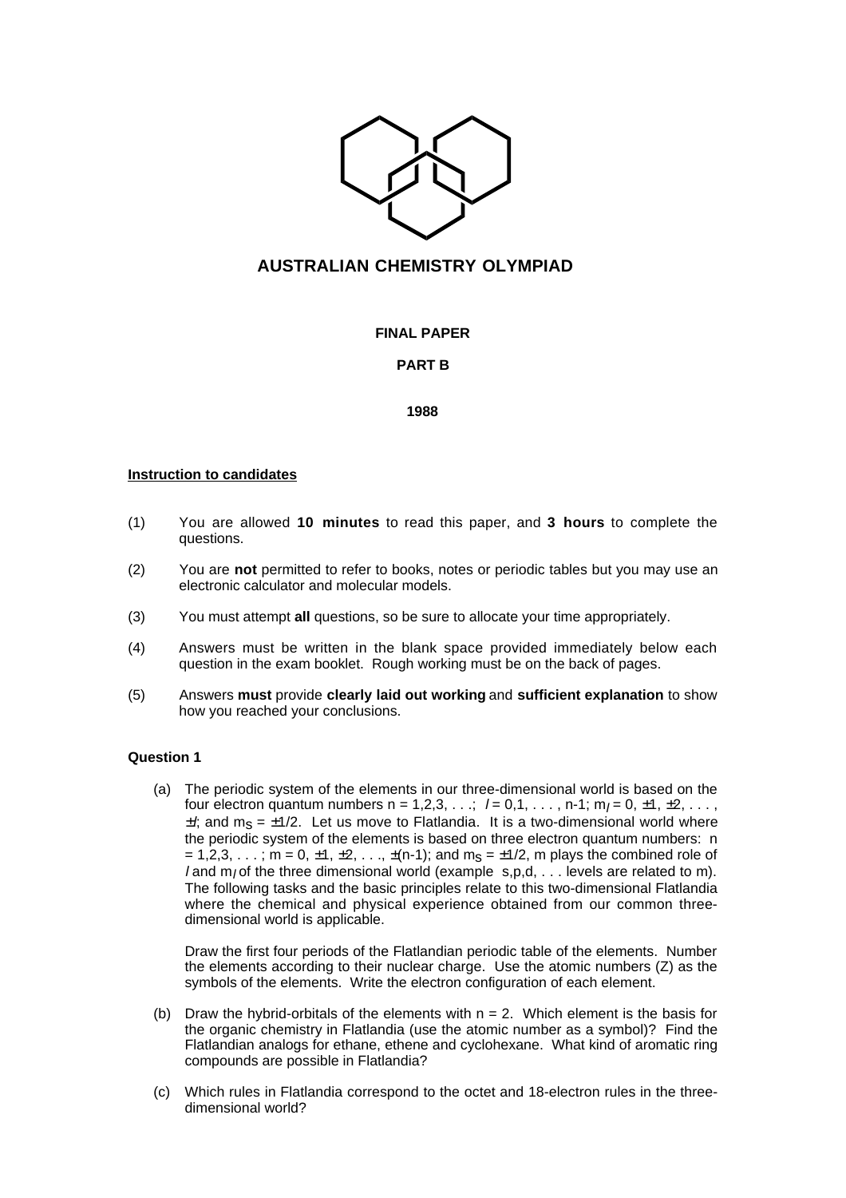# AUSTRALIAN CHEMISTRY OLYMPIAD

**FINAL PAPER**

**PART B**

**1988**

**Instruction to candidates**

(1) You are allowed **10 minutes** to read this paper, and **3 hours** to complete the questions.

(2) You are **not** permitted to refer to books, notes or periodic tables but you may use an electronic calculator and molecular models.

(3) You must attempt **all** questions, so be sure to allocate your time appropriately.

(4) Answers must be written in the blank space provided immediately below each question in the exam booklet. Rough working must be on the back of pages.

(5) Answers **must** provide **clearly laid out working** and **sufficient explanation** to show how you reached your conclusions.

**Question 1**

(a) The periodic system of the elements in our three-dimensional world is based on the four electron quantum numbers n = 1,2,3, . . .; $l$ = 0,1, . . . , n-1; $m_l$ = 0, ±1, ±2, . . . , ±$l$; and $m_s$ = ±1/2. Let us move to Flatlandia. It is a two-dimensional world where the periodic system of the elements is based on three electron quantum numbers: n = 1,2,3, . . . ; m = 0, ±1, ±2, . . ., ±(n-1); and $m_s$ = ±1/2, m plays the combined role of $l$ and $m_l$ of the three dimensional world (example s,p,d, . . . levels are related to m). The following tasks and the basic principles relate to this two-dimensional Flatlandia where the chemical and physical experience obtained from our common three-dimensional world is applicable.

Draw the first four periods of the Flatlandian periodic table of the elements. Number the elements according to their nuclear charge. Use the atomic numbers (Z) as the symbols of the elements. Write the electron configuration of each element.

(b) Draw the hybrid-orbitals of the elements with n = 2. Which element is the basis for the organic chemistry in Flatlandia (use the atomic number as a symbol)? Find the Flatlandian analogs for ethane, ethene and cyclohexane. What kind of aromatic ring compounds are possible in Flatlandia?

(c) Which rules in Flatlandia correspond to the octet and 18-electron rules in the three-dimensional world?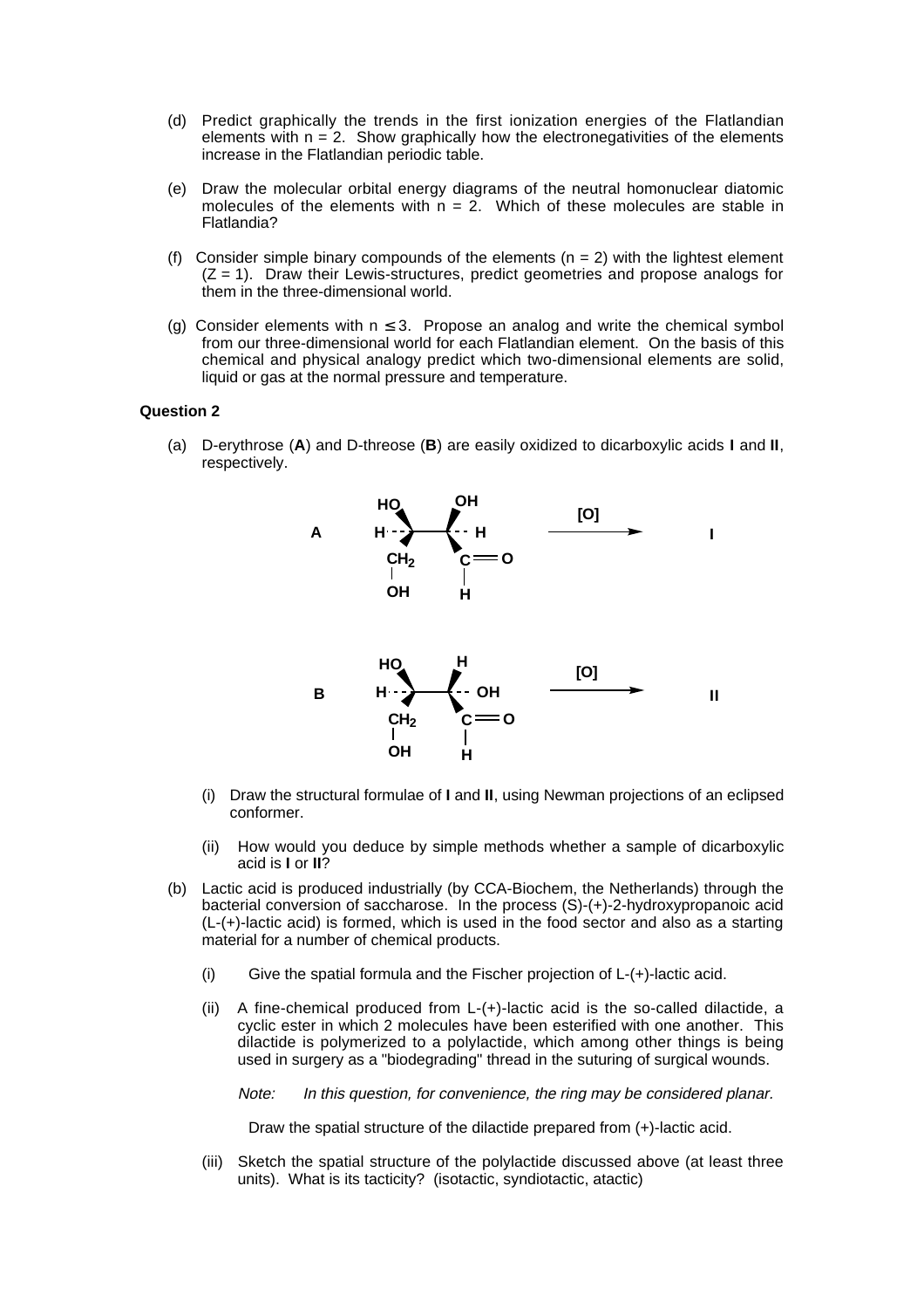(d) Predict graphically the trends in the first ionization energies of the Flatlandian elements with n = 2. Show graphically how the electronegativities of the elements increase in the Flatlandian periodic table.

(e) Draw the molecular orbital energy diagrams of the neutral homonuclear diatomic molecules of the elements with n = 2. Which of these molecules are stable in Flatlandia?

(f) Consider simple binary compounds of the elements (n = 2) with the lightest element (Z = 1). Draw their Lewis-structures, predict geometries and propose analogs for them in the three-dimensional world.

(g) Consider elements with n $\leq$ 3. Propose an analog and write the chemical symbol from our three-dimensional world for each Flatlandian element. On the basis of this chemical and physical analogy predict which two-dimensional elements are solid, liquid or gas at the normal pressure and temperature.

**Question 2**

(a) D-erythrose (**A**) and D-threose (**B**) are easily oxidized to dicarboxylic acids **I** and **II**, respectively.

**A** [structure of D-erythrose] $\xrightarrow{[O]}$ **I**

**B** [structure of D-threose] $\xrightarrow{[O]}$ **II**

(i) Draw the structural formulae of **I** and **II**, using Newman projections of an eclipsed conformer.

(ii) How would you deduce by simple methods whether a sample of dicarboxylic acid is **I** or **II**?

(b) Lactic acid is produced industrially (by CCA-Biochem, the Netherlands) through the bacterial conversion of saccharose. In the process (S)-(+)-2-hydroxypropanoic acid (L-(+)-lactic acid) is formed, which is used in the food sector and also as a starting material for a number of chemical products.

(i) Give the spatial formula and the Fischer projection of L-(+)-lactic acid.

(ii) A fine-chemical produced from L-(+)-lactic acid is the so-called dilactide, a cyclic ester in which 2 molecules have been esterified with one another. This dilactide is polymerized to a polylactide, which among other things is being used in surgery as a "biodegrading" thread in the suturing of surgical wounds.

*Note: In this question, for convenience, the ring may be considered planar.*

Draw the spatial structure of the dilactide prepared from (+)-lactic acid.

(iii) Sketch the spatial structure of the polylactide discussed above (at least three units). What is its tacticity? (isotactic, syndiotactic, atactic)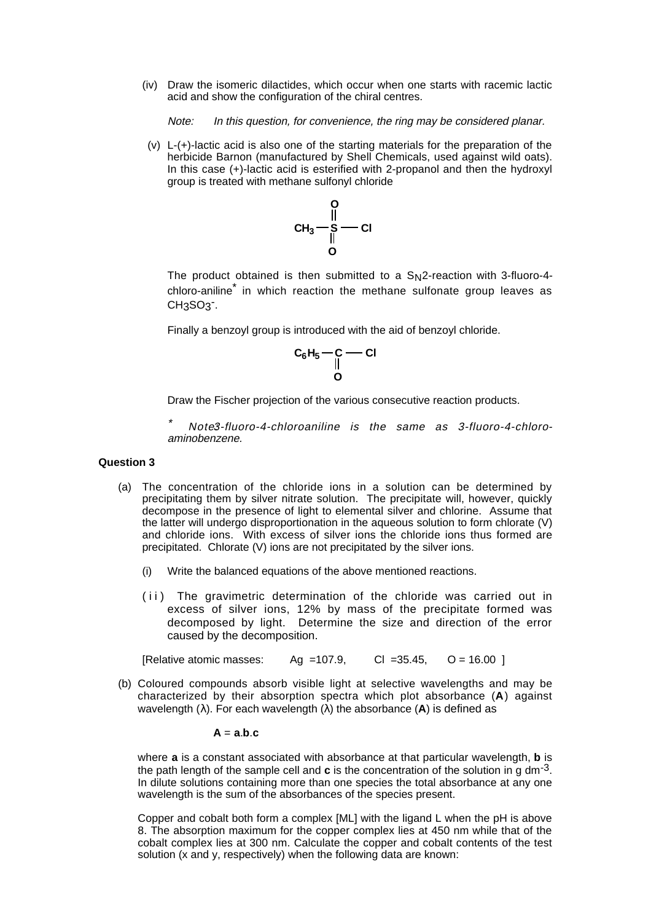(iv) Draw the isomeric dilactides, which occur when one starts with racemic lactic acid and show the configuration of the chiral centres.

*Note: In this question, for convenience, the ring may be considered planar.*

(v) L-(+)-lactic acid is also one of the starting materials for the preparation of the herbicide Barnon (manufactured by Shell Chemicals, used against wild oats). In this case (+)-lactic acid is esterified with 2-propanol and then the hydroxyl group is treated with methane sulfonyl chloride

$$CH_3-\overset{\overset{O}{\|}}{\underset{\underset{O}{\|}}{S}}-Cl$$

The product obtained is then submitted to a $S_N2$-reaction with 3-fluoro-4-chloro-aniline* in which reaction the methane sulfonate group leaves as $CH_3SO_3^-$.

Finally a benzoyl group is introduced with the aid of benzoyl chloride.

$$C_6H_5-\underset{\underset{O}{\|}}{C}-Cl$$

Draw the Fischer projection of the various consecutive reaction products.

* *Note3-fluoro-4-chloroaniline is the same as 3-fluoro-4-chloro-aminobenzene.*

**Question 3**

(a) The concentration of the chloride ions in a solution can be determined by precipitating them by silver nitrate solution. The precipitate will, however, quickly decompose in the presence of light to elemental silver and chlorine. Assume that the latter will undergo disproportionation in the aqueous solution to form chlorate (V) and chloride ions. With excess of silver ions the chloride ions thus formed are precipitated. Chlorate (V) ions are not precipitated by the silver ions.

(i) Write the balanced equations of the above mentioned reactions.

(ii) The gravimetric determination of the chloride was carried out in excess of silver ions, 12% by mass of the precipitate formed was decomposed by light. Determine the size and direction of the error caused by the decomposition.

[Relative atomic masses: Ag =107.9, Cl =35.45, O = 16.00 ]

(b) Coloured compounds absorb visible light at selective wavelengths and may be characterized by their absorption spectra which plot absorbance (**A**) against wavelength (λ). For each wavelength (λ) the absorbance (**A**) is defined as

$$\mathbf{A} = \mathbf{a}.\mathbf{b}.\mathbf{c}$$

where **a** is a constant associated with absorbance at that particular wavelength, **b** is the path length of the sample cell and **c** is the concentration of the solution in g $dm^{-3}$. In dilute solutions containing more than one species the total absorbance at any one wavelength is the sum of the absorbances of the species present.

Copper and cobalt both form a complex [ML] with the ligand L when the pH is above 8. The absorption maximum for the copper complex lies at 450 nm while that of the cobalt complex lies at 300 nm. Calculate the copper and cobalt contents of the test solution (x and y, respectively) when the following data are known: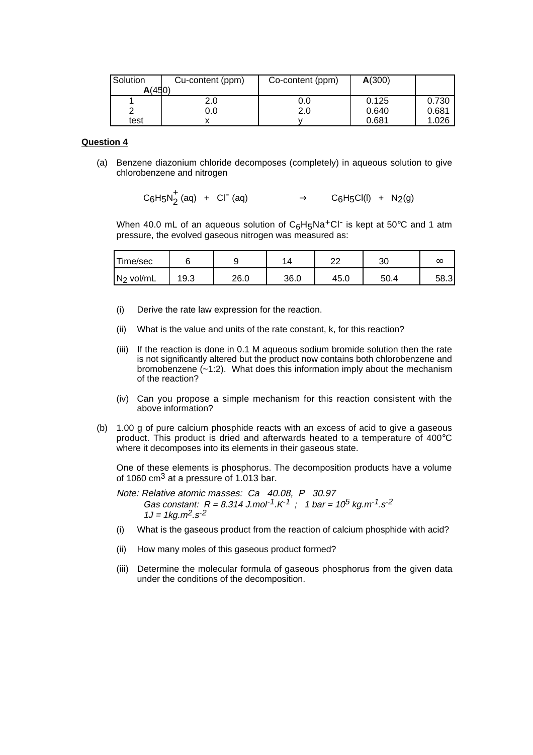| Solution | Cu-content (ppm) | Co-content (ppm) | **A**(300) | **A**(450) |
|---|---|---|---|---|
| 1 | 2.0 | 0.0 | 0.125 | 0.730 |
| 2 | 0.0 | 2.0 | 0.640 | 0.681 |
| test | x | y | 0.681 | 1.026 |

**Question 4**

(a) Benzene diazonium chloride decomposes (completely) in aqueous solution to give chlorobenzene and nitrogen

$$C_6H_5N_2^+(aq) + Cl^-(aq) \rightarrow C_6H_5Cl(l) + N_2(g)$$

When 40.0 mL of an aqueous solution of $C_6H_5Na^+Cl^-$ is kept at 50°C and 1 atm pressure, the evolved gaseous nitrogen was measured as:

| Time/sec | 6 | 9 | 14 | 22 | 30 | ∞ |
|---|---|---|---|---|---|---|
| $N_2$ vol/mL | 19.3 | 26.0 | 36.0 | 45.0 | 50.4 | 58.3 |

(i) Derive the rate law expression for the reaction.

(ii) What is the value and units of the rate constant, k, for this reaction?

(iii) If the reaction is done in 0.1 M aqueous sodium bromide solution then the rate is not significantly altered but the product now contains both chlorobenzene and bromobenzene (~1:2). What does this information imply about the mechanism of the reaction?

(iv) Can you propose a simple mechanism for this reaction consistent with the above information?

(b) 1.00 g of pure calcium phosphide reacts with an excess of acid to give a gaseous product. This product is dried and afterwards heated to a temperature of 400°C where it decomposes into its elements in their gaseous state.

One of these elements is phosphorus. The decomposition products have a volume of 1060 $cm^3$ at a pressure of 1.013 bar.

*Note: Relative atomic masses: Ca 40.08, P 30.97*
*Gas constant: $R = 8.314\ J.mol^{-1}.K^{-1}$ ; 1 bar = $10^5\ kg.m^{-1}.s^{-2}$*
*$1J = 1kg.m^2.s^{-2}$*

(i) What is the gaseous product from the reaction of calcium phosphide with acid?

(ii) How many moles of this gaseous product formed?

(iii) Determine the molecular formula of gaseous phosphorus from the given data under the conditions of the decomposition.